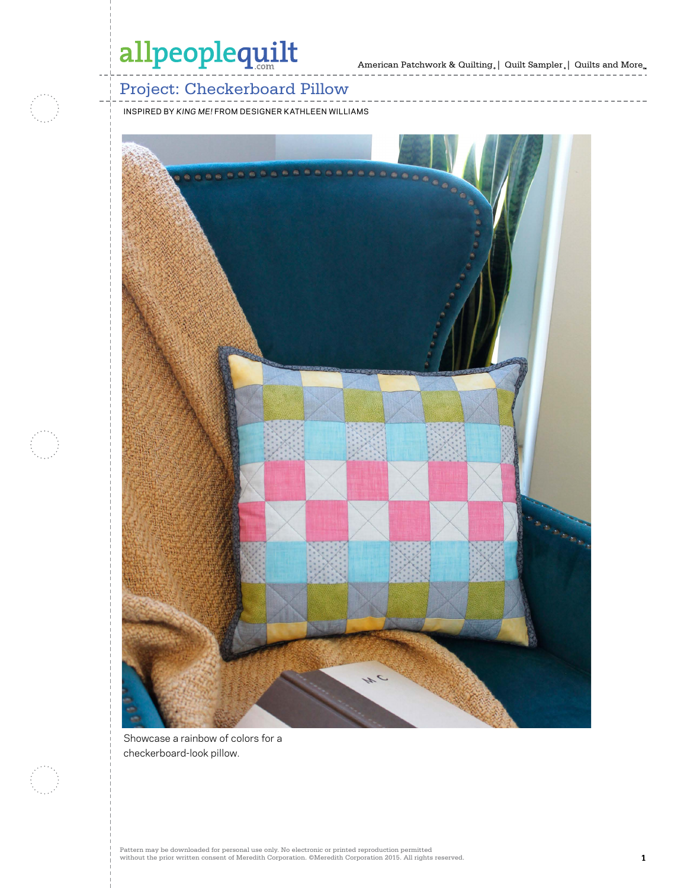# Project: Checkerboard Pillow

INSPIRED BY *KING ME!* FROM DESIGNER KATHLEEN WILLIAMS

Showcase a rainbow of colors for a checkerboard-look pillow.

Pattern may be downloaded for personal use only. No electronic or printed reproduction permitted without the prior written consent of Meredith Corporation. ©Meredith Corporation 2015. All rights reserved.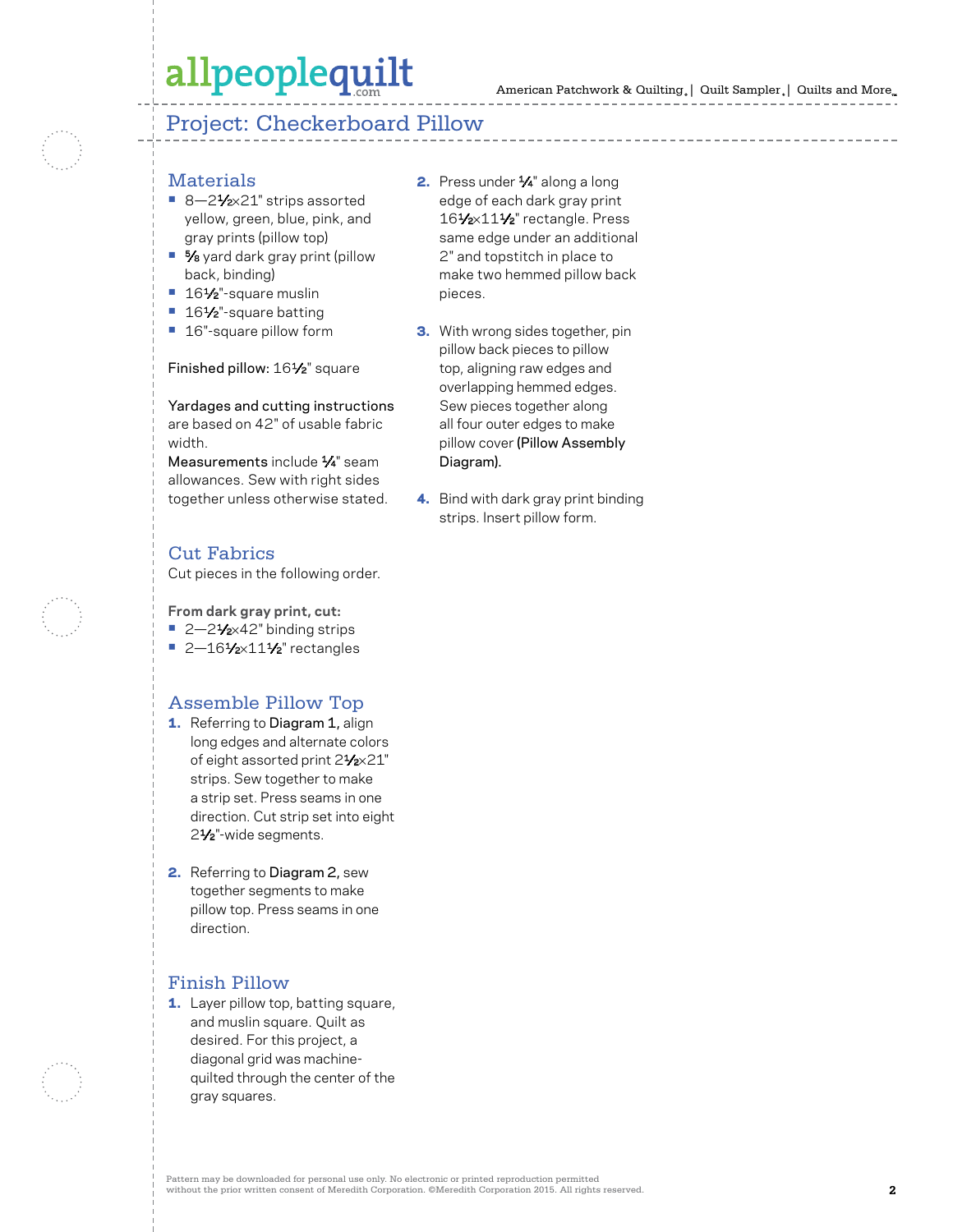# Project: Checkerboard Pillow

## Materials

- 8—2½×21" strips assorted yellow, green, blue, pink, and gray prints (pillow top)
- ⅝ yard dark gray print (pillow back, binding)
- 16½"-square muslin
- 16½"-square batting
- 16"-square pillow form

Finished pillow: 16½" square

Yardages and cutting instructions are based on 42" of usable fabric width.

Measurements include ¼" seam allowances. Sew with right sides together unless otherwise stated.

## Cut Fabrics

Cut pieces in the following order.

**From dark gray print, cut:**

- 2—2½×42" binding strips
- 2—16½×11½" rectangles

## Assemble Pillow Top

1. Referring to Diagram 1, align long edges and alternate colors of eight assorted print 2½×21" strips. Sew together to make a strip set. Press seams in one direction. Cut strip set into eight 2½"-wide segments.

2. Referring to Diagram 2, sew together segments to make pillow top. Press seams in one direction.

## Finish Pillow

1. Layer pillow top, batting square, and muslin square. Quilt as desired. For this project, a diagonal grid was machine-quilted through the center of the gray squares.

2. Press under ¼" along a long edge of each dark gray print 16½×11½" rectangle. Press same edge under an additional 2" and topstitch in place to make two hemmed pillow back pieces.

3. With wrong sides together, pin pillow back pieces to pillow top, aligning raw edges and overlapping hemmed edges. Sew pieces together along all four outer edges to make pillow cover (Pillow Assembly Diagram).

4. Bind with dark gray print binding strips. Insert pillow form.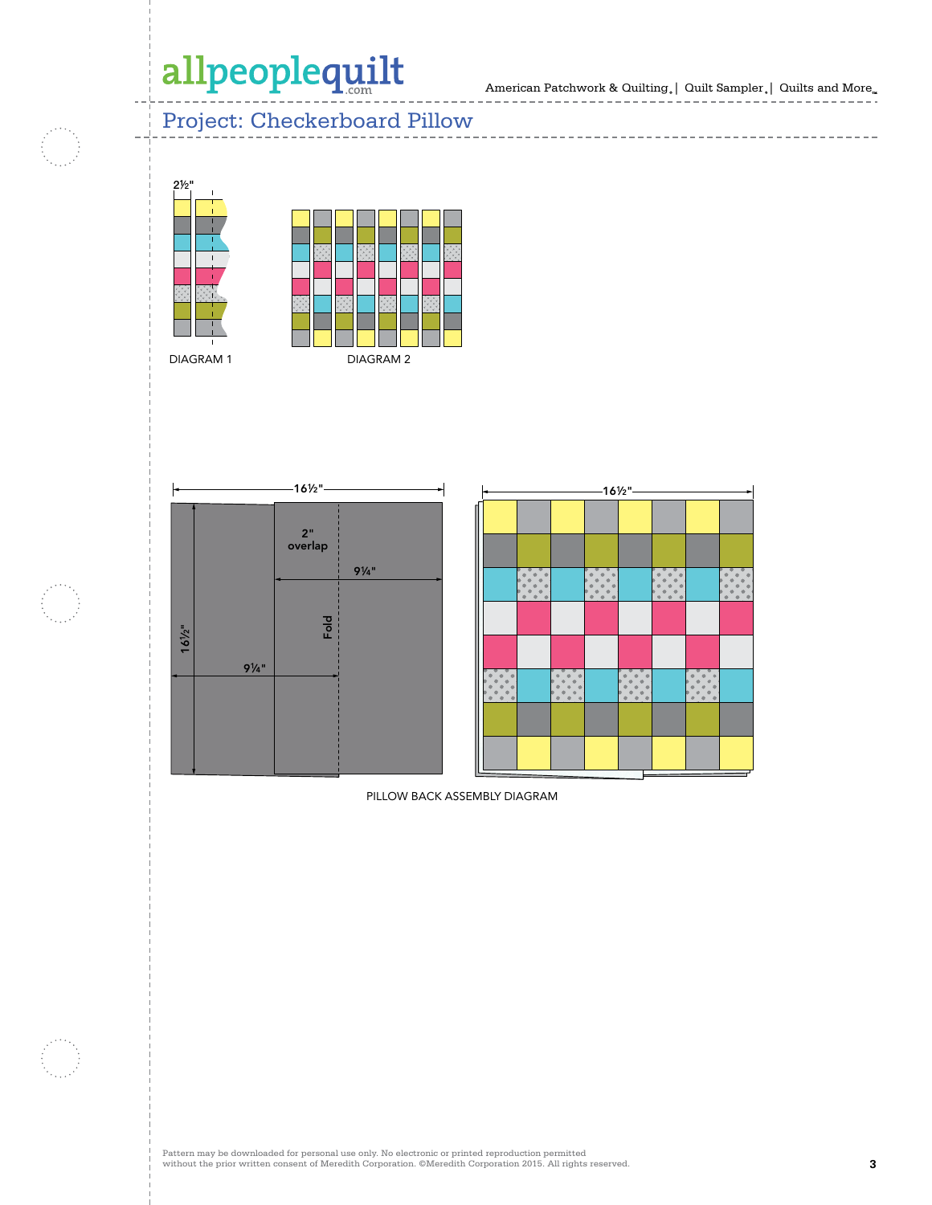## Project: Checkerboard Pillow

2½"

DIAGRAM 1

DIAGRAM 2

16½"

2" overlap

9¼"

Fold

16½"

9¼"

16½"

PILLOW BACK ASSEMBLY DIAGRAM

Pattern may be downloaded for personal use only. No electronic or printed reproduction permitted without the prior written consent of Meredith Corporation. ©Meredith Corporation 2015. All rights reserved.